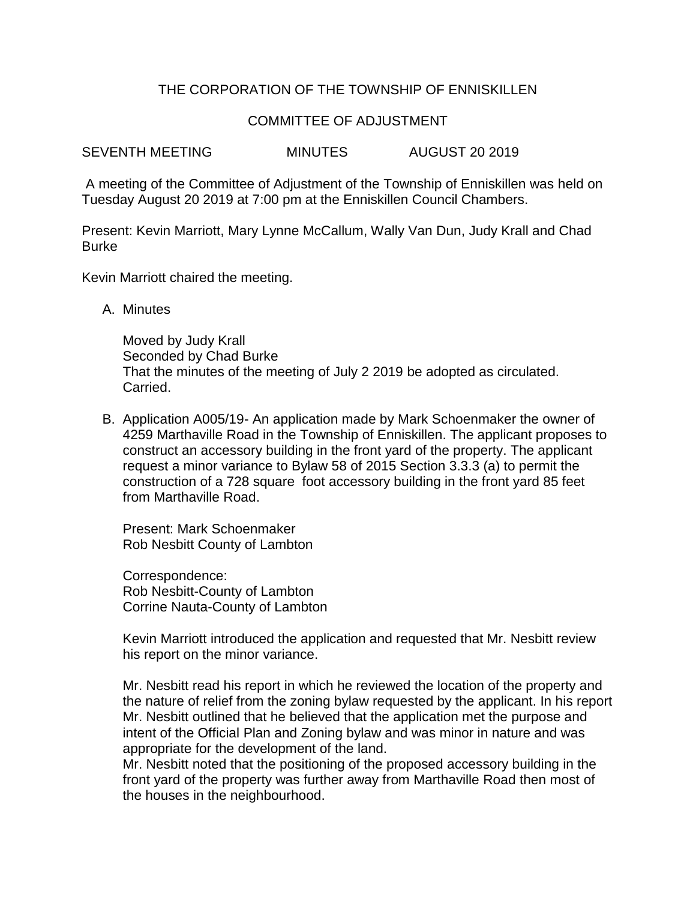THE CORPORATION OF THE TOWNSHIP OF ENNISKILLEN

COMMITTEE OF ADJUSTMENT

SEVENTH MEETING MINUTES AUGUST 20 2019

A meeting of the Committee of Adjustment of the Township of Enniskillen was held on Tuesday August 20 2019 at 7:00 pm at the Enniskillen Council Chambers.

Present: Kevin Marriott, Mary Lynne McCallum, Wally Van Dun, Judy Krall and Chad Burke

Kevin Marriott chaired the meeting.

A. Minutes

   Moved by Judy Krall
   Seconded by Chad Burke
   That the minutes of the meeting of July 2 2019 be adopted as circulated.
   Carried.

B. Application A005/19- An application made by Mark Schoenmaker the owner of 4259 Marthaville Road in the Township of Enniskillen. The applicant proposes to construct an accessory building in the front yard of the property. The applicant request a minor variance to Bylaw 58 of 2015 Section 3.3.3 (a) to permit the construction of a 728 square foot accessory building in the front yard 85 feet from Marthaville Road.

   Present: Mark Schoenmaker
   Rob Nesbitt County of Lambton

   Correspondence:
   Rob Nesbitt-County of Lambton
   Corrine Nauta-County of Lambton

   Kevin Marriott introduced the application and requested that Mr. Nesbitt review his report on the minor variance.

   Mr. Nesbitt read his report in which he reviewed the location of the property and the nature of relief from the zoning bylaw requested by the applicant. In his report Mr. Nesbitt outlined that he believed that the application met the purpose and intent of the Official Plan and Zoning bylaw and was minor in nature and was appropriate for the development of the land.
   Mr. Nesbitt noted that the positioning of the proposed accessory building in the front yard of the property was further away from Marthaville Road then most of the houses in the neighbourhood.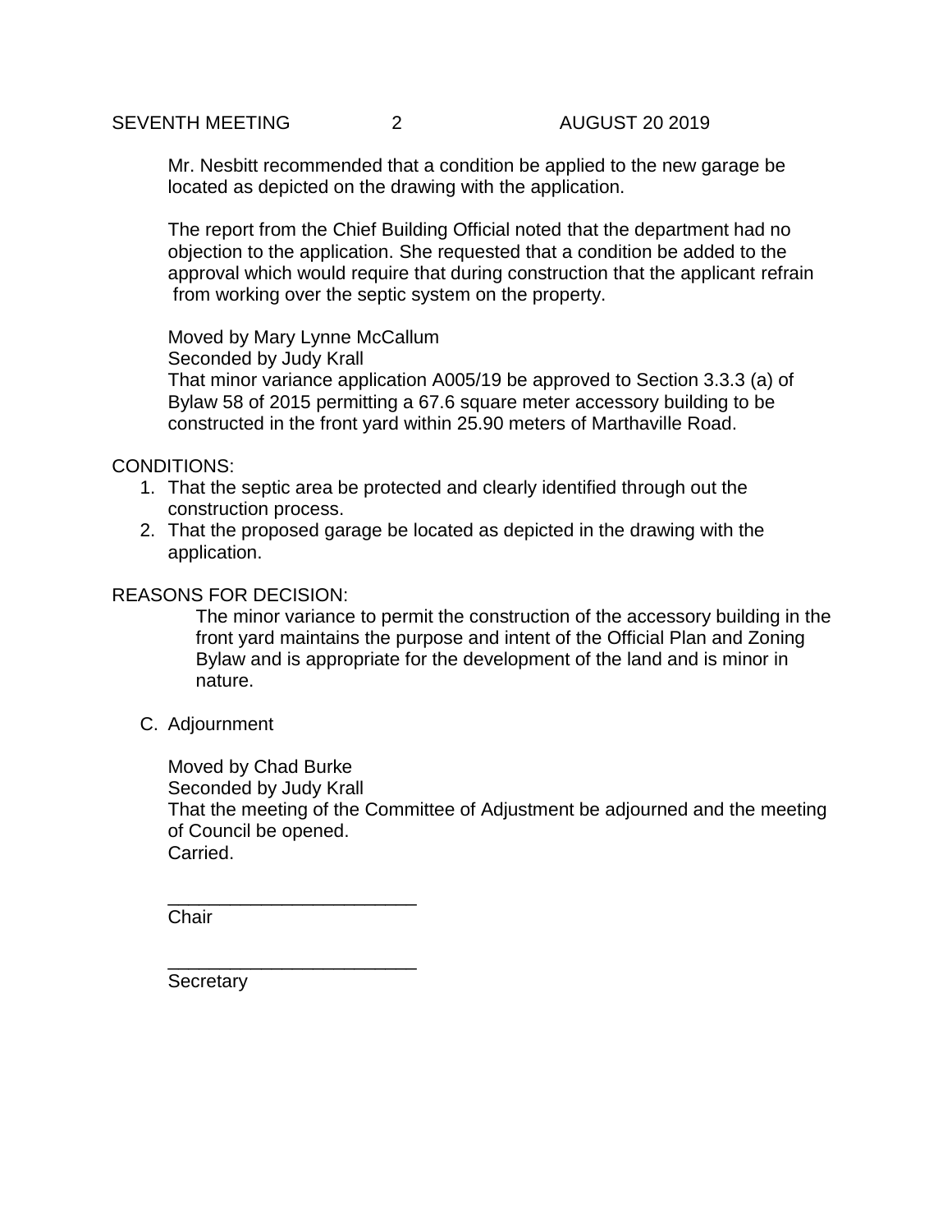Mr. Nesbitt recommended that a condition be applied to the new garage be located as depicted on the drawing with the application.

The report from the Chief Building Official noted that the department had no objection to the application. She requested that a condition be added to the approval which would require that during construction that the applicant refrain from working over the septic system on the property.

Moved by Mary Lynne McCallum
Seconded by Judy Krall
That minor variance application A005/19 be approved to Section 3.3.3 (a) of Bylaw 58 of 2015 permitting a 67.6 square meter accessory building to be constructed in the front yard within 25.90 meters of Marthaville Road.

CONDITIONS:

1. That the septic area be protected and clearly identified through out the construction process.
2. That the proposed garage be located as depicted in the drawing with the application.

REASONS FOR DECISION:

The minor variance to permit the construction of the accessory building in the front yard maintains the purpose and intent of the Official Plan and Zoning Bylaw and is appropriate for the development of the land and is minor in nature.

C. Adjournment

Moved by Chad Burke
Seconded by Judy Krall
That the meeting of the Committee of Adjustment be adjourned and the meeting of Council be opened.
Carried.

________________________
Chair

________________________
Secretary